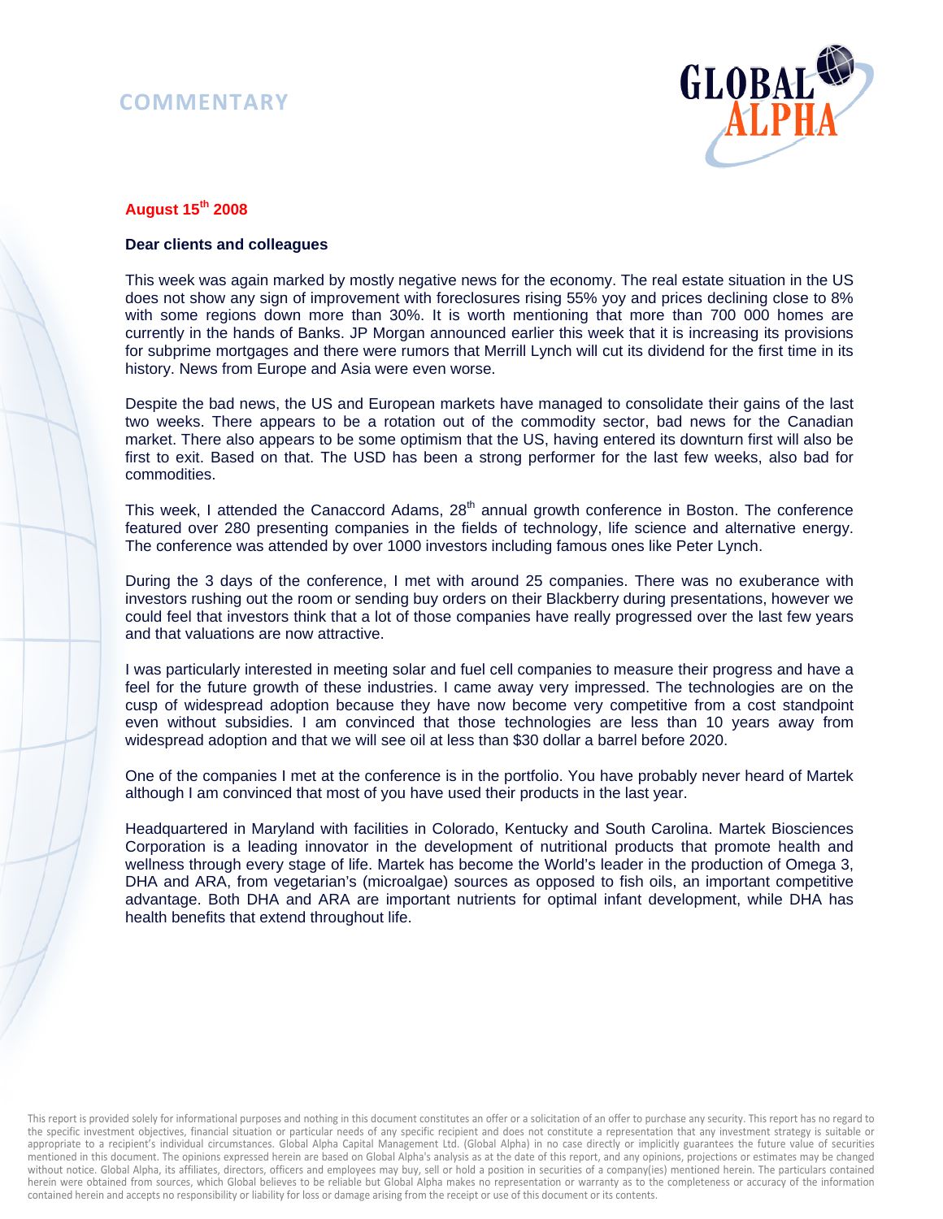# COMMENTARY

**August 15th 2008**

**Dear clients and colleagues**

This week was again marked by mostly negative news for the economy. The real estate situation in the US does not show any sign of improvement with foreclosures rising 55% yoy and prices declining close to 8% with some regions down more than 30%. It is worth mentioning that more than 700 000 homes are currently in the hands of Banks. JP Morgan announced earlier this week that it is increasing its provisions for subprime mortgages and there were rumors that Merrill Lynch will cut its dividend for the first time in its history. News from Europe and Asia were even worse.

Despite the bad news, the US and European markets have managed to consolidate their gains of the last two weeks. There appears to be a rotation out of the commodity sector, bad news for the Canadian market. There also appears to be some optimism that the US, having entered its downturn first will also be first to exit. Based on that. The USD has been a strong performer for the last few weeks, also bad for commodities.

This week, I attended the Canaccord Adams, 28th annual growth conference in Boston. The conference featured over 280 presenting companies in the fields of technology, life science and alternative energy. The conference was attended by over 1000 investors including famous ones like Peter Lynch.

During the 3 days of the conference, I met with around 25 companies. There was no exuberance with investors rushing out the room or sending buy orders on their Blackberry during presentations, however we could feel that investors think that a lot of those companies have really progressed over the last few years and that valuations are now attractive.

I was particularly interested in meeting solar and fuel cell companies to measure their progress and have a feel for the future growth of these industries. I came away very impressed. The technologies are on the cusp of widespread adoption because they have now become very competitive from a cost standpoint even without subsidies. I am convinced that those technologies are less than 10 years away from widespread adoption and that we will see oil at less than $30 dollar a barrel before 2020.

One of the companies I met at the conference is in the portfolio. You have probably never heard of Martek although I am convinced that most of you have used their products in the last year.

Headquartered in Maryland with facilities in Colorado, Kentucky and South Carolina. Martek Biosciences Corporation is a leading innovator in the development of nutritional products that promote health and wellness through every stage of life. Martek has become the World's leader in the production of Omega 3, DHA and ARA, from vegetarian's (microalgae) sources as opposed to fish oils, an important competitive advantage. Both DHA and ARA are important nutrients for optimal infant development, while DHA has health benefits that extend throughout life.

This report is provided solely for informational purposes and nothing in this document constitutes an offer or a solicitation of an offer to purchase any security. This report has no regard to the specific investment objectives, financial situation or particular needs of any specific recipient and does not constitute a representation that any investment strategy is suitable or appropriate to a recipient's individual circumstances. Global Alpha Capital Management Ltd. (Global Alpha) in no case directly or implicitly guarantees the future value of securities mentioned in this document. The opinions expressed herein are based on Global Alpha's analysis as at the date of this report, and any opinions, projections or estimates may be changed without notice. Global Alpha, its affiliates, directors, officers and employees may buy, sell or hold a position in securities of a company(ies) mentioned herein. The particulars contained herein were obtained from sources, which Global believes to be reliable but Global Alpha makes no representation or warranty as to the completeness or accuracy of the information contained herein and accepts no responsibility or liability for loss or damage arising from the receipt or use of this document or its contents.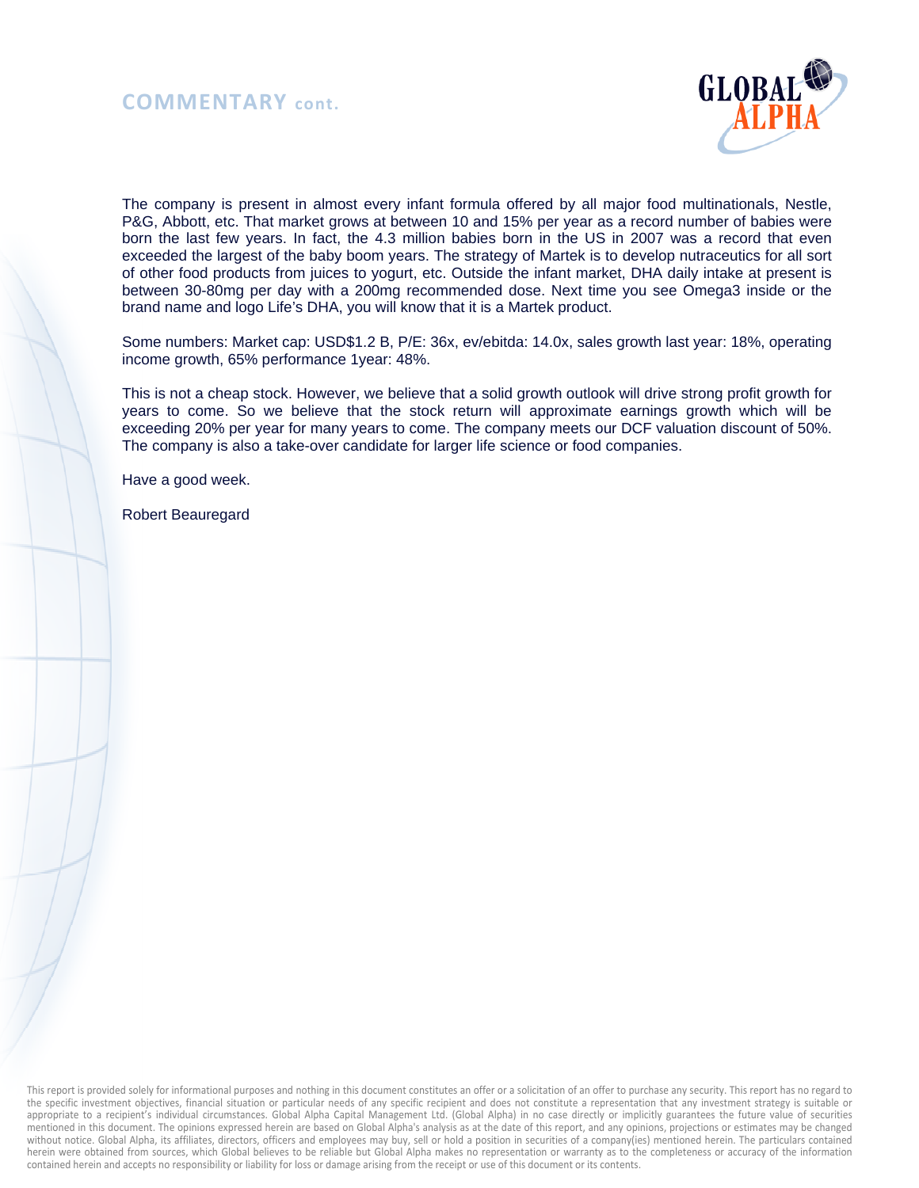## COMMENTARY cont.

The company is present in almost every infant formula offered by all major food multinationals, Nestle, P&G, Abbott, etc. That market grows at between 10 and 15% per year as a record number of babies were born the last few years. In fact, the 4.3 million babies born in the US in 2007 was a record that even exceeded the largest of the baby boom years. The strategy of Martek is to develop nutraceutics for all sort of other food products from juices to yogurt, etc. Outside the infant market, DHA daily intake at present is between 30-80mg per day with a 200mg recommended dose. Next time you see Omega3 inside or the brand name and logo Life's DHA, you will know that it is a Martek product.

Some numbers: Market cap: USD$1.2 B, P/E: 36x, ev/ebitda: 14.0x, sales growth last year: 18%, operating income growth, 65% performance 1year: 48%.

This is not a cheap stock. However, we believe that a solid growth outlook will drive strong profit growth for years to come. So we believe that the stock return will approximate earnings growth which will be exceeding 20% per year for many years to come. The company meets our DCF valuation discount of 50%. The company is also a take-over candidate for larger life science or food companies.

Have a good week.

Robert Beauregard

This report is provided solely for informational purposes and nothing in this document constitutes an offer or a solicitation of an offer to purchase any security. This report has no regard to the specific investment objectives, financial situation or particular needs of any specific recipient and does not constitute a representation that any investment strategy is suitable or appropriate to a recipient's individual circumstances. Global Alpha Capital Management Ltd. (Global Alpha) in no case directly or implicitly guarantees the future value of securities mentioned in this document. The opinions expressed herein are based on Global Alpha's analysis as at the date of this report, and any opinions, projections or estimates may be changed without notice. Global Alpha, its affiliates, directors, officers and employees may buy, sell or hold a position in securities of a company(ies) mentioned herein. The particulars contained herein were obtained from sources, which Global believes to be reliable but Global Alpha makes no representation or warranty as to the completeness or accuracy of the information contained herein and accepts no responsibility or liability for loss or damage arising from the receipt or use of this document or its contents.